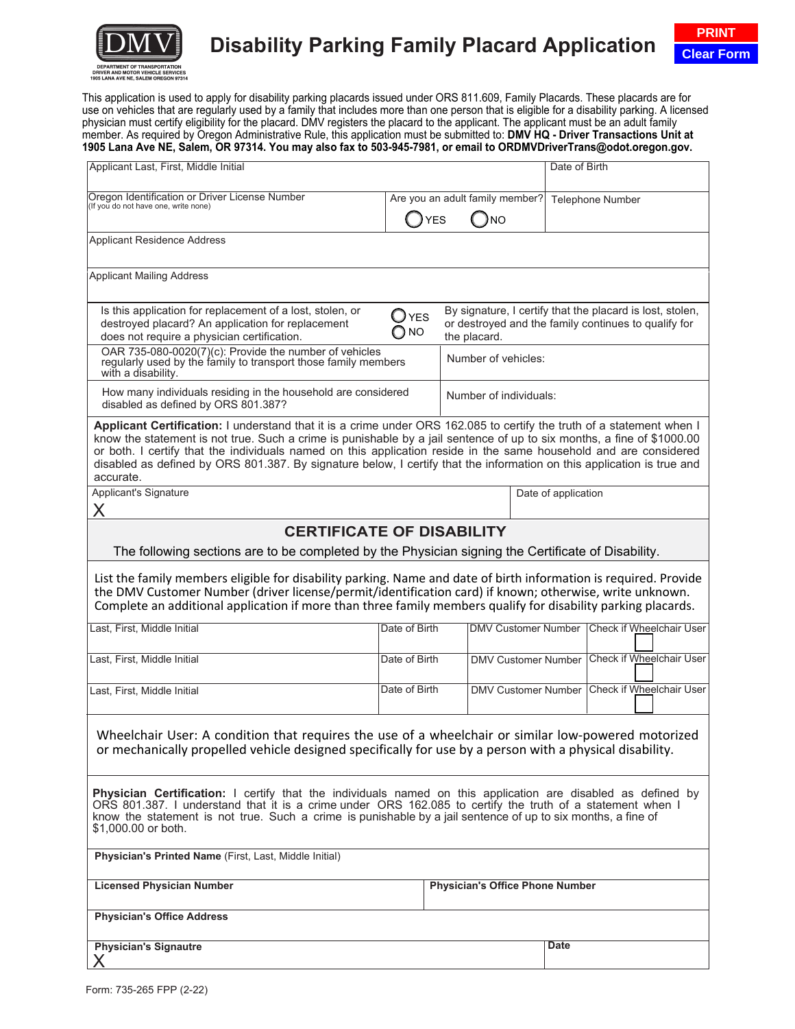DMV

DEPARTMENT OF TRANSPORTATION
DRIVER AND MOTOR VEHICLE SERVICES
1905 LANA AVE NE, SALEM OREGON 97314

# Disability Parking Family Placard Application

PRINT

Clear Form

This application is used to apply for disability parking placards issued under ORS 811.609, Family Placards. These placards are for use on vehicles that are regularly used by a family that includes more than one person that is eligible for a disability parking. A licensed physician must certify eligibility for the placard. DMV registers the placard to the applicant. The applicant must be an adult family member. As required by Oregon Administrative Rule, this application must be submitted to: **DMV HQ - Driver Transactions Unit at 1905 Lana Ave NE, Salem, OR 97314. You may also fax to 503-945-7981, or email to ORDMVDriverTrans@odot.oregon.gov.**

| Applicant Last, First, Middle Initial | | Date of Birth |
|---|---|---|
| Oregon Identification or Driver License Number (If you do not have one, write none) | Are you an adult family member? ◯ YES ◯ NO | Telephone Number |
| Applicant Residence Address | | |
| Applicant Mailing Address | | |

| Is this application for replacement of a lost, stolen, or destroyed placard? An application for replacement does not require a physician certification. ◯ YES ◯ NO | By signature, I certify that the placard is lost, stolen, or destroyed and the family continues to qualify for the placard. |
|---|---|
| OAR 735-080-0020(7)(c): Provide the number of vehicles regularly used by the family to transport those family members with a disability. | Number of vehicles: |
| How many individuals residing in the household are considered disabled as defined by ORS 801.387? | Number of individuals: |

**Applicant Certification:** I understand that it is a crime under ORS 162.085 to certify the truth of a statement when I know the statement is not true. Such a crime is punishable by a jail sentence of up to six months, a fine of $1000.00 or both. I certify that the individuals named on this application reside in the same household and are considered disabled as defined by ORS 801.387. By signature below, I certify that the information on this application is true and accurate.

| Applicant's Signature | Date of application |
|---|---|
| X | |

## CERTIFICATE OF DISABILITY

The following sections are to be completed by the Physician signing the Certificate of Disability.

List the family members eligible for disability parking. Name and date of birth information is required. Provide the DMV Customer Number (driver license/permit/identification card) if known; otherwise, write unknown. Complete an additional application if more than three family members qualify for disability parking placards.

| Last, First, Middle Initial | Date of Birth | DMV Customer Number | Check if Wheelchair User |
|---|---|---|---|
| Last, First, Middle Initial | Date of Birth | DMV Customer Number | Check if Wheelchair User ☐ |
| Last, First, Middle Initial | Date of Birth | DMV Customer Number | Check if Wheelchair User ☐ |
| Last, First, Middle Initial | Date of Birth | DMV Customer Number | Check if Wheelchair User ☐ |

Wheelchair User: A condition that requires the use of a wheelchair or similar low-powered motorized or mechanically propelled vehicle designed specifically for use by a person with a physical disability.

**Physician Certification:** I certify that the individuals named on this application are disabled as defined by ORS 801.387. I understand that it is a crime under ORS 162.085 to certify the truth of a statement when I know the statement is not true. Such a crime is punishable by a jail sentence of up to six months, a fine of $1,000.00 or both.

| **Physician's Printed Name** (First, Last, Middle Initial) | |
|---|---|
| **Licensed Physician Number** | **Physician's Office Phone Number** |
| **Physician's Office Address** | |
| **Physician's Signautre** X | **Date** |

Form: 735-265 FPP (2-22)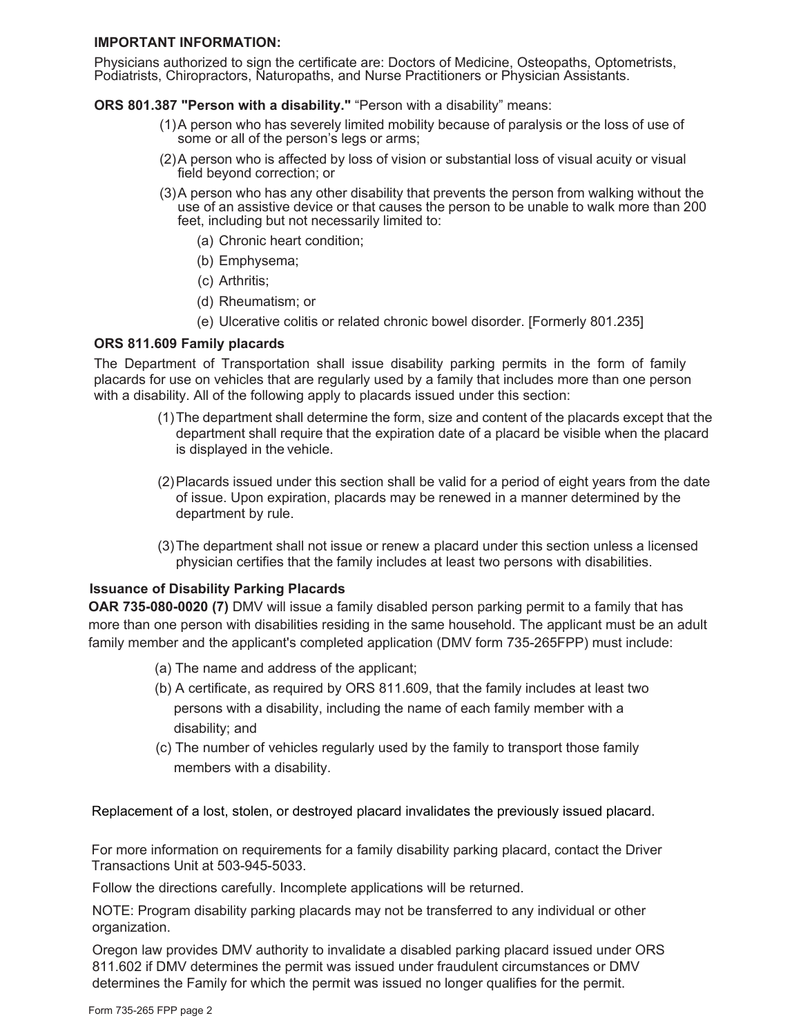**IMPORTANT INFORMATION:**

Physicians authorized to sign the certificate are: Doctors of Medicine, Osteopaths, Optometrists, Podiatrists, Chiropractors, Naturopaths, and Nurse Practitioners or Physician Assistants.

**ORS 801.387 "Person with a disability."** "Person with a disability" means:

(1) A person who has severely limited mobility because of paralysis or the loss of use of some or all of the person's legs or arms;

(2) A person who is affected by loss of vision or substantial loss of visual acuity or visual field beyond correction; or

(3) A person who has any other disability that prevents the person from walking without the use of an assistive device or that causes the person to be unable to walk more than 200 feet, including but not necessarily limited to:

- (a) Chronic heart condition;
- (b) Emphysema;
- (c) Arthritis;
- (d) Rheumatism; or
- (e) Ulcerative colitis or related chronic bowel disorder. [Formerly 801.235]

**ORS 811.609 Family placards**

The Department of Transportation shall issue disability parking permits in the form of family placards for use on vehicles that are regularly used by a family that includes more than one person with a disability. All of the following apply to placards issued under this section:

(1) The department shall determine the form, size and content of the placards except that the department shall require that the expiration date of a placard be visible when the placard is displayed in the vehicle.

(2) Placards issued under this section shall be valid for a period of eight years from the date of issue. Upon expiration, placards may be renewed in a manner determined by the department by rule.

(3) The department shall not issue or renew a placard under this section unless a licensed physician certifies that the family includes at least two persons with disabilities.

**Issuance of Disability Parking Placards**

**OAR 735-080-0020 (7)** DMV will issue a family disabled person parking permit to a family that has more than one person with disabilities residing in the same household. The applicant must be an adult family member and the applicant's completed application (DMV form 735-265FPP) must include:

(a) The name and address of the applicant;

(b) A certificate, as required by ORS 811.609, that the family includes at least two persons with a disability, including the name of each family member with a disability; and

(c) The number of vehicles regularly used by the family to transport those family members with a disability.

Replacement of a lost, stolen, or destroyed placard invalidates the previously issued placard.

For more information on requirements for a family disability parking placard, contact the Driver Transactions Unit at 503-945-5033.

Follow the directions carefully. Incomplete applications will be returned.

NOTE: Program disability parking placards may not be transferred to any individual or other organization.

Oregon law provides DMV authority to invalidate a disabled parking placard issued under ORS 811.602 if DMV determines the permit was issued under fraudulent circumstances or DMV determines the Family for which the permit was issued no longer qualifies for the permit.

Form 735-265 FPP page 2